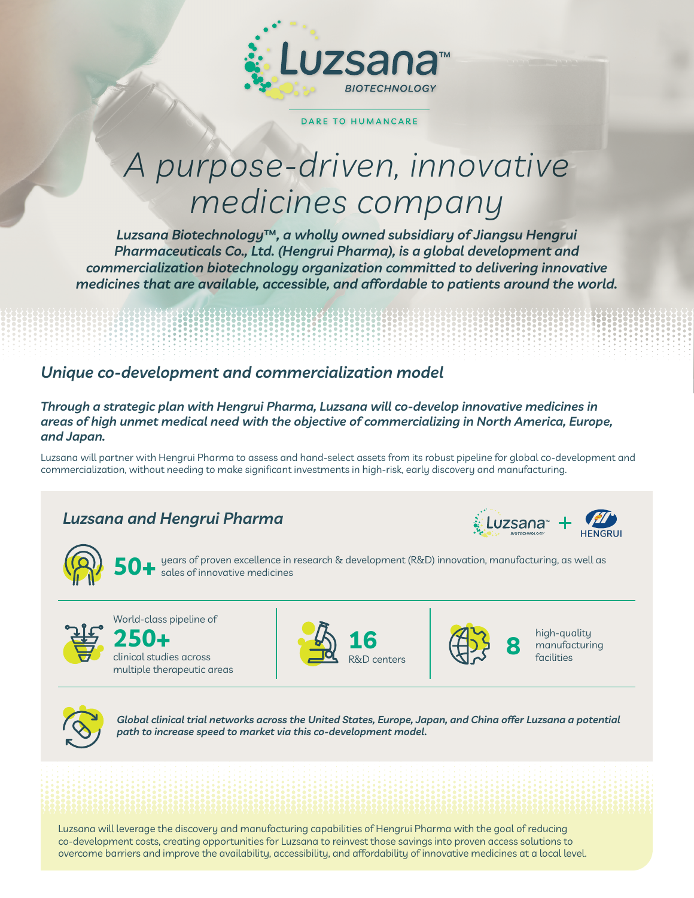Luzsana™ BIOTECHNOLOGY

DARE TO HUMANCARE

# *A purpose-driven, innovative medicines company*

***Luzsana Biotechnology™, a wholly owned subsidiary of Jiangsu Hengrui Pharmaceuticals Co., Ltd. (Hengrui Pharma), is a global development and commercialization biotechnology organization committed to delivering innovative medicines that are available, accessible, and affordable to patients around the world.***

## *Unique co-development and commercialization model*

***Through a strategic plan with Hengrui Pharma, Luzsana will co-develop innovative medicines in areas of high unmet medical need with the objective of commercializing in North America, Europe, and Japan.***

Luzsana will partner with Hengrui Pharma to assess and hand-select assets from its robust pipeline for global co-development and commercialization, without needing to make significant investments in high-risk, early discovery and manufacturing.

### *Luzsana and Hengrui Pharma*

Luzsana + HENGRUI

**50+** years of proven excellence in research & development (R&D) innovation, manufacturing, as well as sales of innovative medicines

World-class pipeline of **250+** clinical studies across multiple therapeutic areas

**16** R&D centers

**8** high-quality manufacturing facilities

***Global clinical trial networks across the United States, Europe, Japan, and China offer Luzsana a potential path to increase speed to market via this co-development model.***

Luzsana will leverage the discovery and manufacturing capabilities of Hengrui Pharma with the goal of reducing co-development costs, creating opportunities for Luzsana to reinvest those savings into proven access solutions to overcome barriers and improve the availability, accessibility, and affordability of innovative medicines at a local level.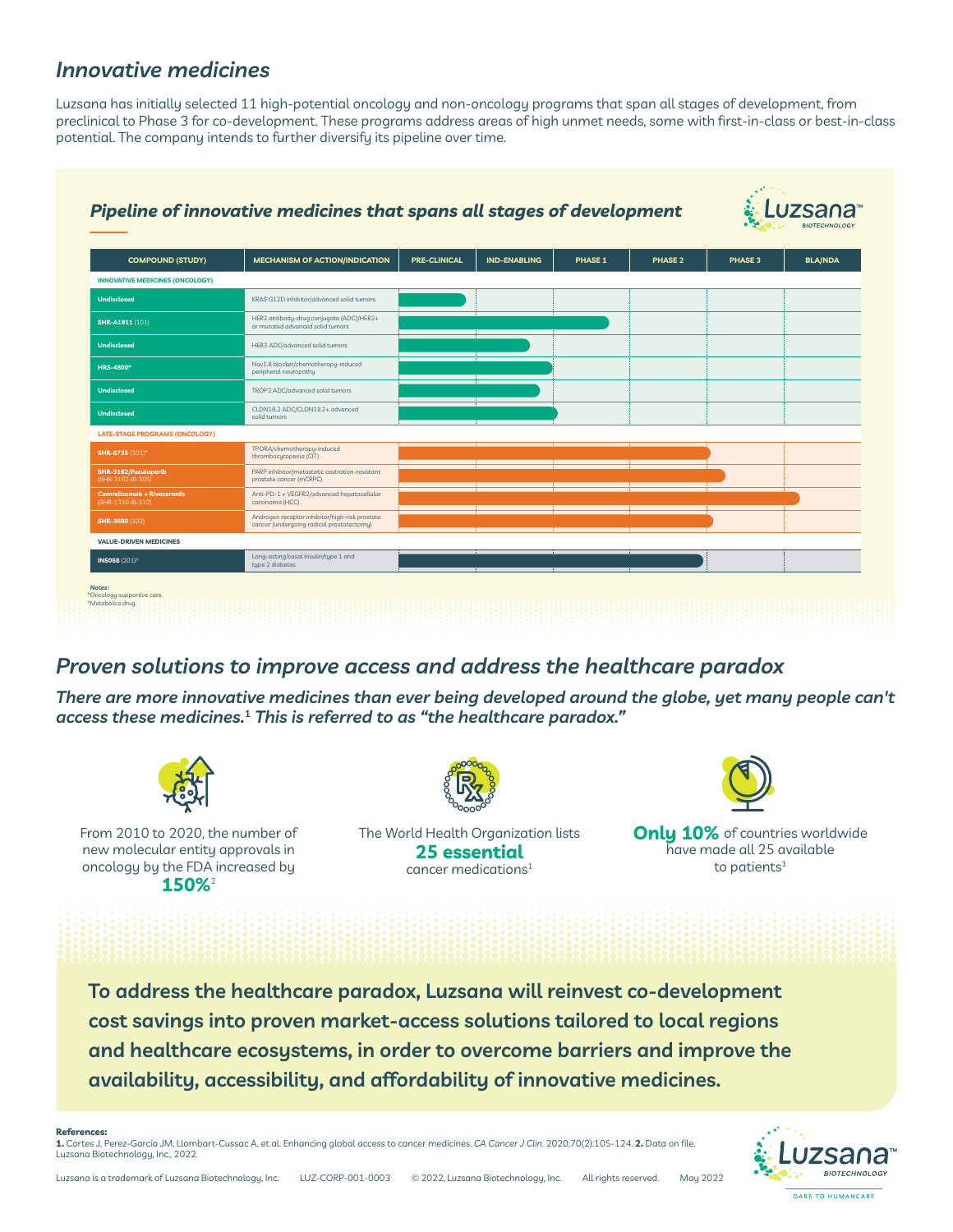## *Innovative medicines*

Luzsana has initially selected 11 high-potential oncology and non-oncology programs that span all stages of development, from preclinical to Phase 3 for co-development. These programs address areas of high unmet needs, some with first-in-class or best-in-class potential. The company intends to further diversify its pipeline over time.

### *Pipeline of innovative medicines that spans all stages of development*

| COMPOUND (STUDY) | MECHANISM OF ACTION/INDICATION |
|---|---|
| **INNOVATIVE MEDICINES (ONCOLOGY)** | |
| Undisclosed | KRAS G12D inhibitor/advanced solid tumors |
| SHR-A1811 (101) | HER2 antibody-drug conjugate (ADC)/HER2+ or mutated advanced solid tumors |
| Undisclosed | HER3 ADC/advanced solid tumors |
| HRS-4800* | Nav1.8 blocker/chemotherapy-induced peripheral neuropathy |
| Undisclosed | TROP2 ADC/advanced solid tumors |
| Undisclosed | CLDN18.2 ADC/CLDN18.2+ advanced solid tumors |
| **LATE-STAGE PROGRAMS (ONCOLOGY)** | |
| SHR-8735 (301)* | TPORA/chemotherapy-induced thrombocytopenia (CIT) |
| SHR-3162/Fuzuloparib (SHR-3162-III-305) | PARP inhibitor/metastatic castration-resistant prostate cancer (mCRPC) |
| Camrelizumab + Rivoceranib (SHR-1210-III-310) | Anti-PD-1 + VEGFR2/advanced hepatocellular carcinoma (HCC) |
| SHR-3680 (302) | Androgen receptor inhibitor/high-risk prostate cancer (undergoing radical prostatectomy) |
| **VALUE-DRIVEN MEDICINES** | |
| INS068 (201)† | Long-acting basal insulin/type 1 and type 2 diabetes |

PRE-CLINICAL | IND-ENABLING | PHASE 1 | PHASE 2 | PHASE 3 | BLA/NDA

*Notes:*
*Oncology supportive care.
†Metabolics drug.

## *Proven solutions to improve access and address the healthcare paradox*

***There are more innovative medicines than ever being developed around the globe, yet many people can't access these medicines.[1] This is referred to as "the healthcare paradox."***

From 2010 to 2020, the number of new molecular entity approvals in oncology by the FDA increased by **150%**[2]

The World Health Organization lists **25 essential** cancer medications[1]

**Only 10%** of countries worldwide have made all 25 available to patients[1]

**To address the healthcare paradox, Luzsana will reinvest co-development cost savings into proven market-access solutions tailored to local regions and healthcare ecosystems, in order to overcome barriers and improve the availability, accessibility, and affordability of innovative medicines.**

**References:**
**1.** Cortes J, Perez-García JM, Llombart-Cussac A, et al. Enhancing global access to cancer medicines. *CA Cancer J Clin.* 2020;70(2):105-124. **2.** Data on file. Luzsana Biotechnology, Inc., 2022.

Luzsana is a trademark of Luzsana Biotechnology, Inc. LUZ-CORP-001-0003 © 2022, Luzsana Biotechnology, Inc. All rights reserved. May 2022

Luzsana™ BIOTECHNOLOGY
DARE TO HUMANCARE